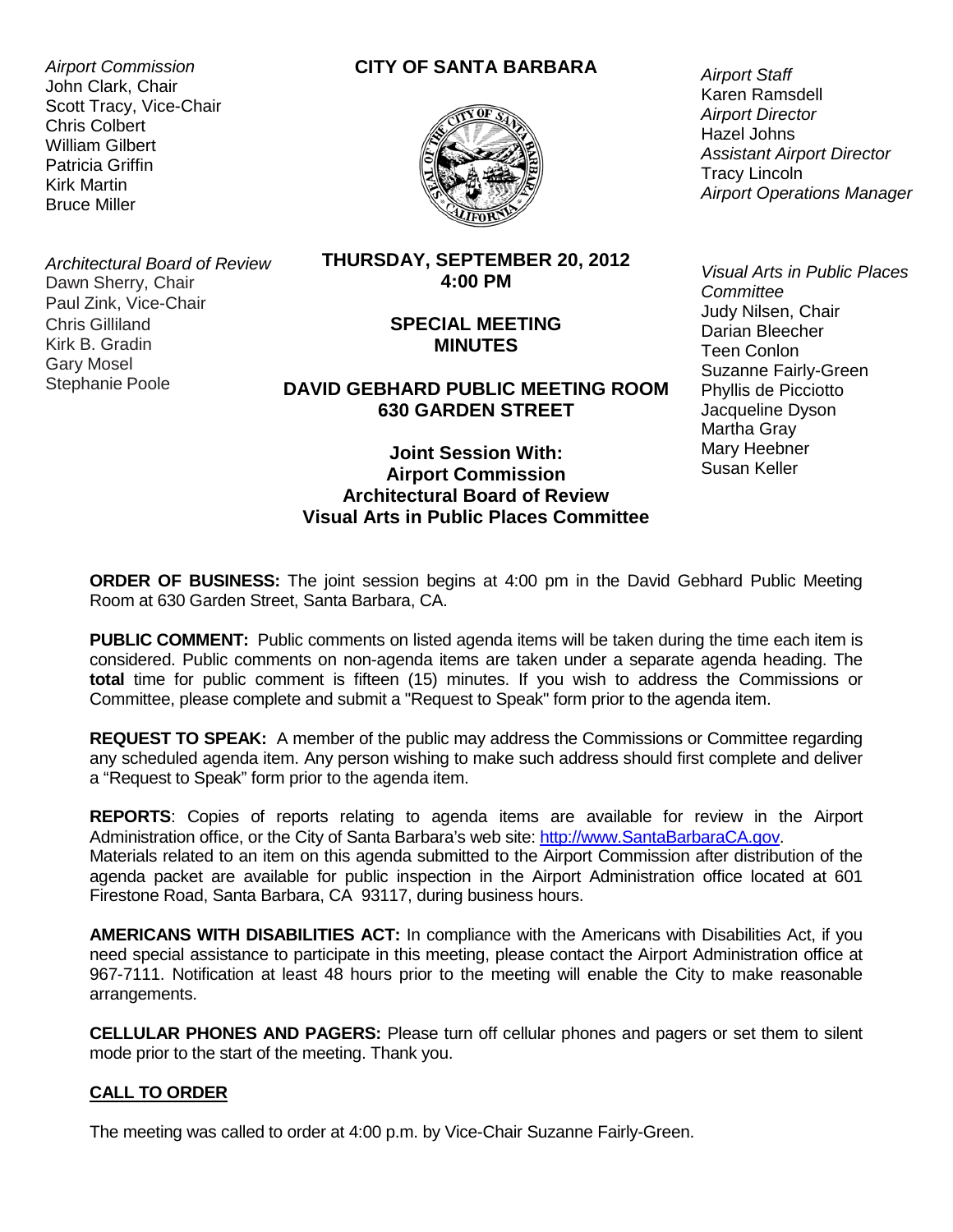*Airport Commission*
John Clark, Chair
Scott Tracy, Vice-Chair
Chris Colbert
William Gilbert
Patricia Griffin
Kirk Martin
Bruce Miller

# CITY OF SANTA BARBARA

*Airport Staff*
Karen Ramsdell
*Airport Director*
Hazel Johns
*Assistant Airport Director*
Tracy Lincoln
*Airport Operations Manager*

*Architectural Board of Review*
Dawn Sherry, Chair
Paul Zink, Vice-Chair
Chris Gilliland
Kirk B. Gradin
Gary Mosel
Stephanie Poole

**THURSDAY, SEPTEMBER 20, 2012**
**4:00 PM**

**SPECIAL MEETING**
**MINUTES**

**DAVID GEBHARD PUBLIC MEETING ROOM**
**630 GARDEN STREET**

**Joint Session With:**
**Airport Commission**
**Architectural Board of Review**
**Visual Arts in Public Places Committee**

*Visual Arts in Public Places Committee*
Judy Nilsen, Chair
Darian Bleecher
Teen Conlon
Suzanne Fairly-Green
Phyllis de Picciotto
Jacqueline Dyson
Martha Gray
Mary Heebner
Susan Keller

**ORDER OF BUSINESS:** The joint session begins at 4:00 pm in the David Gebhard Public Meeting Room at 630 Garden Street, Santa Barbara, CA.

**PUBLIC COMMENT:** Public comments on listed agenda items will be taken during the time each item is considered. Public comments on non-agenda items are taken under a separate agenda heading. The **total** time for public comment is fifteen (15) minutes. If you wish to address the Commissions or Committee, please complete and submit a "Request to Speak" form prior to the agenda item.

**REQUEST TO SPEAK:** A member of the public may address the Commissions or Committee regarding any scheduled agenda item. Any person wishing to make such address should first complete and deliver a "Request to Speak" form prior to the agenda item.

**REPORTS**: Copies of reports relating to agenda items are available for review in the Airport Administration office, or the City of Santa Barbara's web site: http://www.SantaBarbaraCA.gov.
Materials related to an item on this agenda submitted to the Airport Commission after distribution of the agenda packet are available for public inspection in the Airport Administration office located at 601 Firestone Road, Santa Barbara, CA 93117, during business hours.

**AMERICANS WITH DISABILITIES ACT:** In compliance with the Americans with Disabilities Act, if you need special assistance to participate in this meeting, please contact the Airport Administration office at 967-7111. Notification at least 48 hours prior to the meeting will enable the City to make reasonable arrangements.

**CELLULAR PHONES AND PAGERS:** Please turn off cellular phones and pagers or set them to silent mode prior to the start of the meeting. Thank you.

## CALL TO ORDER

The meeting was called to order at 4:00 p.m. by Vice-Chair Suzanne Fairly-Green.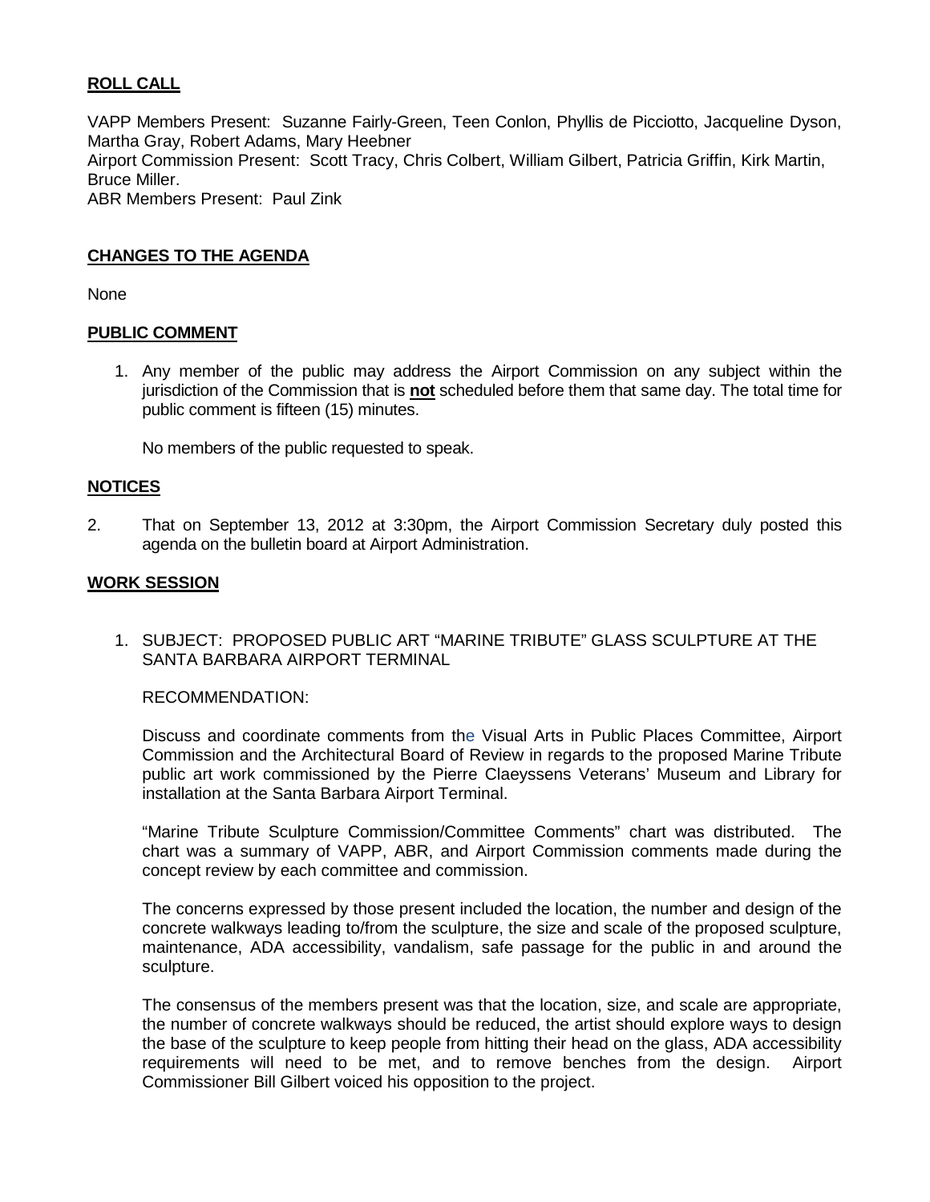**ROLL CALL**

VAPP Members Present: Suzanne Fairly-Green, Teen Conlon, Phyllis de Picciotto, Jacqueline Dyson, Martha Gray, Robert Adams, Mary Heebner
Airport Commission Present: Scott Tracy, Chris Colbert, William Gilbert, Patricia Griffin, Kirk Martin, Bruce Miller.
ABR Members Present: Paul Zink

**CHANGES TO THE AGENDA**

None

**PUBLIC COMMENT**

1. Any member of the public may address the Airport Commission on any subject within the jurisdiction of the Commission that is **not** scheduled before them that same day. The total time for public comment is fifteen (15) minutes.

   No members of the public requested to speak.

**NOTICES**

2. That on September 13, 2012 at 3:30pm, the Airport Commission Secretary duly posted this agenda on the bulletin board at Airport Administration.

**WORK SESSION**

1. SUBJECT: PROPOSED PUBLIC ART "MARINE TRIBUTE" GLASS SCULPTURE AT THE SANTA BARBARA AIRPORT TERMINAL

   RECOMMENDATION:

   Discuss and coordinate comments from the Visual Arts in Public Places Committee, Airport Commission and the Architectural Board of Review in regards to the proposed Marine Tribute public art work commissioned by the Pierre Claeyssens Veterans' Museum and Library for installation at the Santa Barbara Airport Terminal.

   "Marine Tribute Sculpture Commission/Committee Comments" chart was distributed. The chart was a summary of VAPP, ABR, and Airport Commission comments made during the concept review by each committee and commission.

   The concerns expressed by those present included the location, the number and design of the concrete walkways leading to/from the sculpture, the size and scale of the proposed sculpture, maintenance, ADA accessibility, vandalism, safe passage for the public in and around the sculpture.

   The consensus of the members present was that the location, size, and scale are appropriate, the number of concrete walkways should be reduced, the artist should explore ways to design the base of the sculpture to keep people from hitting their head on the glass, ADA accessibility requirements will need to be met, and to remove benches from the design. Airport Commissioner Bill Gilbert voiced his opposition to the project.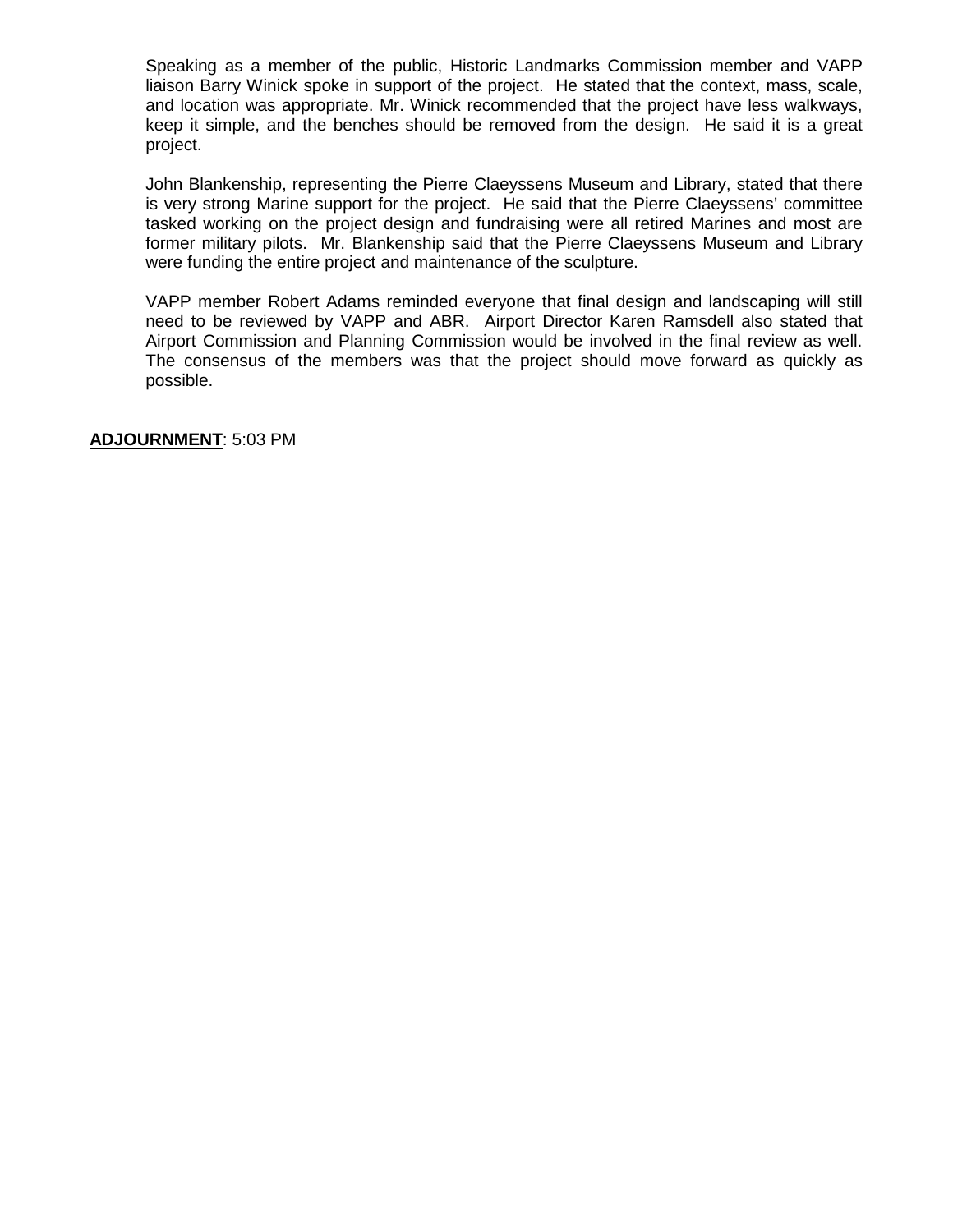Speaking as a member of the public, Historic Landmarks Commission member and VAPP liaison Barry Winick spoke in support of the project. He stated that the context, mass, scale, and location was appropriate. Mr. Winick recommended that the project have less walkways, keep it simple, and the benches should be removed from the design. He said it is a great project.

John Blankenship, representing the Pierre Claeyssens Museum and Library, stated that there is very strong Marine support for the project. He said that the Pierre Claeyssens' committee tasked working on the project design and fundraising were all retired Marines and most are former military pilots. Mr. Blankenship said that the Pierre Claeyssens Museum and Library were funding the entire project and maintenance of the sculpture.

VAPP member Robert Adams reminded everyone that final design and landscaping will still need to be reviewed by VAPP and ABR. Airport Director Karen Ramsdell also stated that Airport Commission and Planning Commission would be involved in the final review as well. The consensus of the members was that the project should move forward as quickly as possible.

**ADJOURNMENT**: 5:03 PM